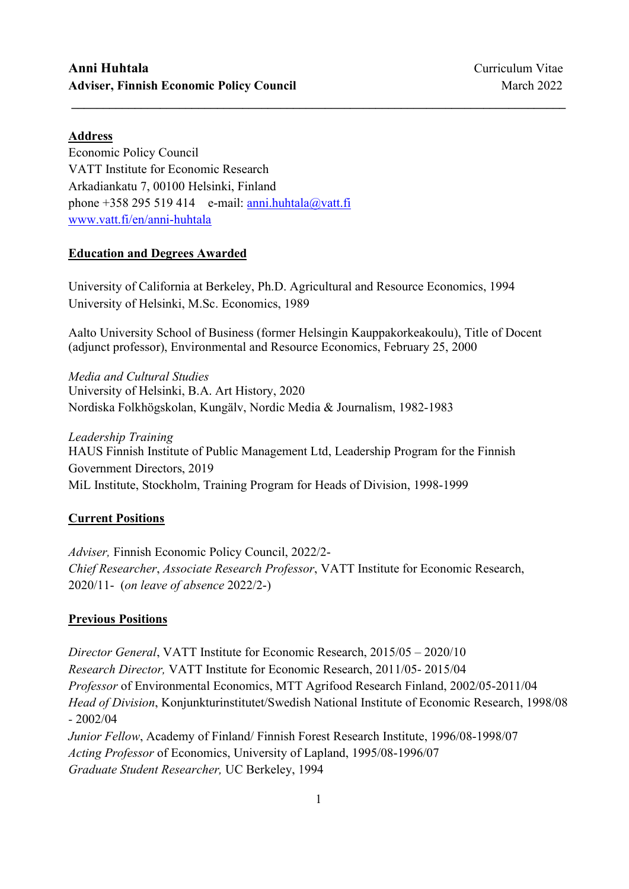**Anni Huhtala**
**Adviser, Finnish Economic Policy Council**

Curriculum Vitae
March 2022

---

## Address

Economic Policy Council
VATT Institute for Economic Research
Arkadiankatu 7, 00100 Helsinki, Finland
phone +358 295 519 414 e-mail: [anni.huhtala@vatt.fi](mailto:anni.huhtala@vatt.fi)
[www.vatt.fi/en/anni-huhtala](http://www.vatt.fi/en/anni-huhtala)

## Education and Degrees Awarded

University of California at Berkeley, Ph.D. Agricultural and Resource Economics, 1994
University of Helsinki, M.Sc. Economics, 1989

Aalto University School of Business (former Helsingin Kauppakorkeakoulu), Title of Docent (adjunct professor), Environmental and Resource Economics, February 25, 2000

*Media and Cultural Studies*
University of Helsinki, B.A. Art History, 2020
Nordiska Folkhögskolan, Kungälv, Nordic Media & Journalism, 1982-1983

*Leadership Training*
HAUS Finnish Institute of Public Management Ltd, Leadership Program for the Finnish Government Directors, 2019
MiL Institute, Stockholm, Training Program for Heads of Division, 1998-1999

## Current Positions

*Adviser,* Finnish Economic Policy Council, 2022/2-
*Chief Researcher*, *Associate Research Professor*, VATT Institute for Economic Research, 2020/11- (*on leave of absence* 2022/2-)

## Previous Positions

*Director General*, VATT Institute for Economic Research, 2015/05 – 2020/10
*Research Director,* VATT Institute for Economic Research, 2011/05- 2015/04
*Professor* of Environmental Economics, MTT Agrifood Research Finland, 2002/05-2011/04
*Head of Division*, Konjunkturinstitutet/Swedish National Institute of Economic Research, 1998/08 - 2002/04
*Junior Fellow*, Academy of Finland/ Finnish Forest Research Institute, 1996/08-1998/07
*Acting Professor* of Economics, University of Lapland, 1995/08-1996/07
*Graduate Student Researcher,* UC Berkeley, 1994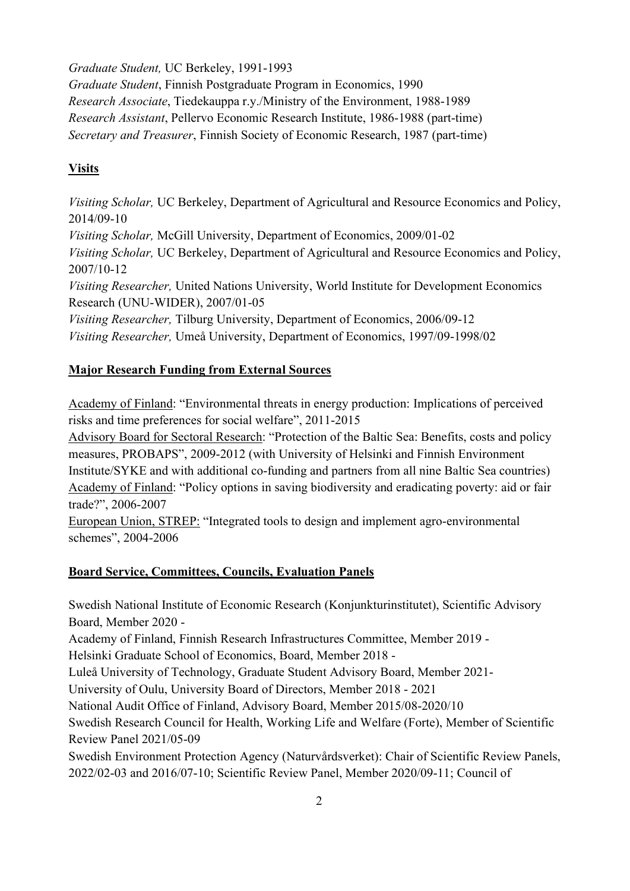*Graduate Student,* UC Berkeley, 1991-1993
*Graduate Student*, Finnish Postgraduate Program in Economics, 1990
*Research Associate*, Tiedekauppa r.y./Ministry of the Environment, 1988-1989
*Research Assistant*, Pellervo Economic Research Institute, 1986-1988 (part-time)
*Secretary and Treasurer*, Finnish Society of Economic Research, 1987 (part-time)

## Visits

*Visiting Scholar,* UC Berkeley, Department of Agricultural and Resource Economics and Policy, 2014/09-10
*Visiting Scholar,* McGill University, Department of Economics, 2009/01-02
*Visiting Scholar,* UC Berkeley, Department of Agricultural and Resource Economics and Policy, 2007/10-12
*Visiting Researcher,* United Nations University, World Institute for Development Economics Research (UNU-WIDER), 2007/01-05
*Visiting Researcher,* Tilburg University, Department of Economics, 2006/09-12
*Visiting Researcher,* Umeå University, Department of Economics, 1997/09-1998/02

## Major Research Funding from External Sources

Academy of Finland: "Environmental threats in energy production: Implications of perceived risks and time preferences for social welfare", 2011-2015
Advisory Board for Sectoral Research: "Protection of the Baltic Sea: Benefits, costs and policy measures, PROBAPS", 2009-2012 (with University of Helsinki and Finnish Environment Institute/SYKE and with additional co-funding and partners from all nine Baltic Sea countries)
Academy of Finland: "Policy options in saving biodiversity and eradicating poverty: aid or fair trade?", 2006-2007
European Union, STREP: "Integrated tools to design and implement agro-environmental schemes", 2004-2006

## Board Service, Committees, Councils, Evaluation Panels

Swedish National Institute of Economic Research (Konjunkturinstitutet), Scientific Advisory Board, Member 2020 -
Academy of Finland, Finnish Research Infrastructures Committee, Member 2019 -
Helsinki Graduate School of Economics, Board, Member 2018 -
Luleå University of Technology, Graduate Student Advisory Board, Member 2021-
University of Oulu, University Board of Directors, Member 2018 - 2021
National Audit Office of Finland, Advisory Board, Member 2015/08-2020/10
Swedish Research Council for Health, Working Life and Welfare (Forte), Member of Scientific Review Panel 2021/05-09
Swedish Environment Protection Agency (Naturvårdsverket): Chair of Scientific Review Panels, 2022/02-03 and 2016/07-10; Scientific Review Panel, Member 2020/09-11; Council of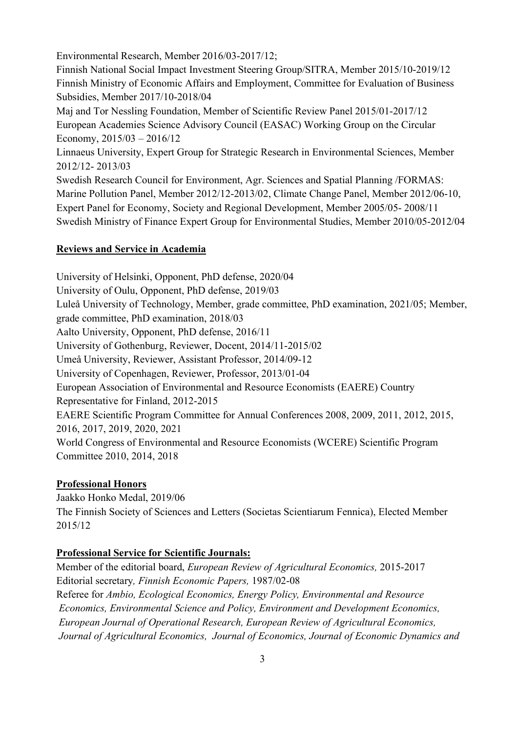Environmental Research, Member 2016/03-2017/12;

Finnish National Social Impact Investment Steering Group/SITRA, Member 2015/10-2019/12

Finnish Ministry of Economic Affairs and Employment, Committee for Evaluation of Business Subsidies, Member 2017/10-2018/04

Maj and Tor Nessling Foundation, Member of Scientific Review Panel 2015/01-2017/12

European Academies Science Advisory Council (EASAC) Working Group on the Circular Economy, 2015/03 – 2016/12

Linnaeus University, Expert Group for Strategic Research in Environmental Sciences, Member 2012/12- 2013/03

Swedish Research Council for Environment, Agr. Sciences and Spatial Planning /FORMAS: Marine Pollution Panel, Member 2012/12-2013/02, Climate Change Panel, Member 2012/06-10, Expert Panel for Economy, Society and Regional Development, Member 2005/05- 2008/11

Swedish Ministry of Finance Expert Group for Environmental Studies, Member 2010/05-2012/04

## Reviews and Service in Academia

University of Helsinki, Opponent, PhD defense, 2020/04

University of Oulu, Opponent, PhD defense, 2019/03

Luleå University of Technology, Member, grade committee, PhD examination, 2021/05; Member, grade committee, PhD examination, 2018/03

Aalto University, Opponent, PhD defense, 2016/11

University of Gothenburg, Reviewer, Docent, 2014/11-2015/02

Umeå University, Reviewer, Assistant Professor, 2014/09-12

University of Copenhagen, Reviewer, Professor, 2013/01-04

European Association of Environmental and Resource Economists (EAERE) Country Representative for Finland, 2012-2015

EAERE Scientific Program Committee for Annual Conferences 2008, 2009, 2011, 2012, 2015, 2016, 2017, 2019, 2020, 2021

World Congress of Environmental and Resource Economists (WCERE) Scientific Program Committee 2010, 2014, 2018

## Professional Honors

Jaakko Honko Medal, 2019/06

The Finnish Society of Sciences and Letters (Societas Scientiarum Fennica), Elected Member 2015/12

## Professional Service for Scientific Journals:

Member of the editorial board, *European Review of Agricultural Economics,* 2015-2017

Editorial secretary*, Finnish Economic Papers,* 1987/02-08

Referee for *Ambio, Ecological Economics, Energy Policy, Environmental and Resource Economics, Environmental Science and Policy, Environment and Development Economics, European Journal of Operational Research, European Review of Agricultural Economics, Journal of Agricultural Economics, Journal of Economics, Journal of Economic Dynamics and*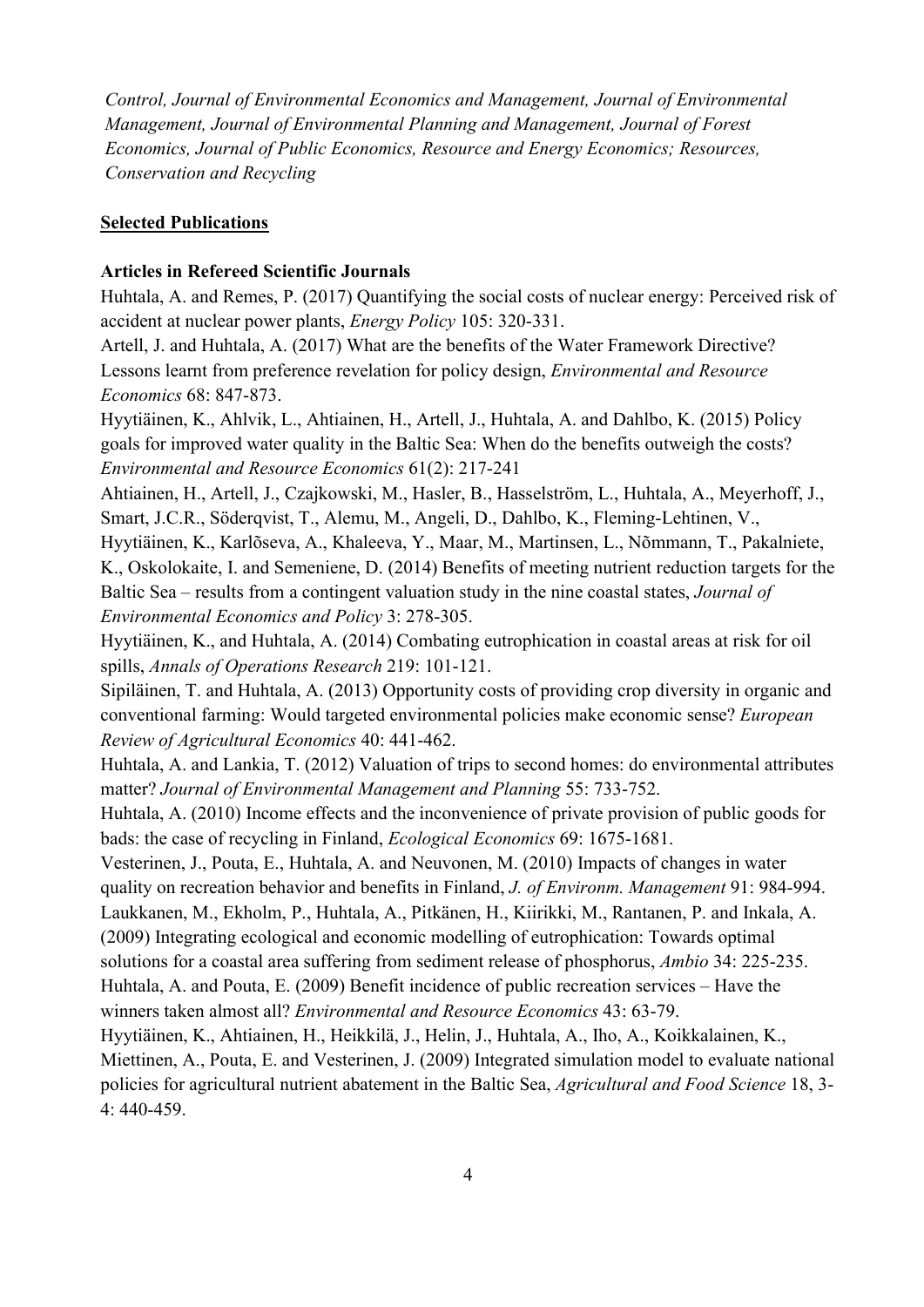*Control, Journal of Environmental Economics and Management, Journal of Environmental Management, Journal of Environmental Planning and Management, Journal of Forest Economics, Journal of Public Economics, Resource and Energy Economics; Resources, Conservation and Recycling*

## Selected Publications

### Articles in Refereed Scientific Journals

Huhtala, A. and Remes, P. (2017) Quantifying the social costs of nuclear energy: Perceived risk of accident at nuclear power plants, *Energy Policy* 105: 320-331.

Artell, J. and Huhtala, A. (2017) What are the benefits of the Water Framework Directive? Lessons learnt from preference revelation for policy design, *Environmental and Resource Economics* 68: 847-873.

Hyytiäinen, K., Ahlvik, L., Ahtiainen, H., Artell, J., Huhtala, A. and Dahlbo, K. (2015) Policy goals for improved water quality in the Baltic Sea: When do the benefits outweigh the costs? *Environmental and Resource Economics* 61(2): 217-241

Ahtiainen, H., Artell, J., Czajkowski, M., Hasler, B., Hasselström, L., Huhtala, A., Meyerhoff, J., Smart, J.C.R., Söderqvist, T., Alemu, M., Angeli, D., Dahlbo, K., Fleming-Lehtinen, V., Hyytiäinen, K., Karlõseva, A., Khaleeva, Y., Maar, M., Martinsen, L., Nõmmann, T., Pakalniete, K., Oskolokaite, I. and Semeniene, D. (2014) Benefits of meeting nutrient reduction targets for the Baltic Sea – results from a contingent valuation study in the nine coastal states, *Journal of Environmental Economics and Policy* 3: 278-305.

Hyytiäinen, K., and Huhtala, A. (2014) Combating eutrophication in coastal areas at risk for oil spills, *Annals of Operations Research* 219: 101-121.

Sipiläinen, T. and Huhtala, A. (2013) Opportunity costs of providing crop diversity in organic and conventional farming: Would targeted environmental policies make economic sense? *European Review of Agricultural Economics* 40: 441-462.

Huhtala, A. and Lankia, T. (2012) Valuation of trips to second homes: do environmental attributes matter? *Journal of Environmental Management and Planning* 55: 733-752.

Huhtala, A. (2010) Income effects and the inconvenience of private provision of public goods for bads: the case of recycling in Finland, *Ecological Economics* 69: 1675-1681.

Vesterinen, J., Pouta, E., Huhtala, A. and Neuvonen, M. (2010) Impacts of changes in water quality on recreation behavior and benefits in Finland, *J. of Environm. Management* 91: 984-994.

Laukkanen, M., Ekholm, P., Huhtala, A., Pitkänen, H., Kiirikki, M., Rantanen, P. and Inkala, A. (2009) Integrating ecological and economic modelling of eutrophication: Towards optimal solutions for a coastal area suffering from sediment release of phosphorus, *Ambio* 34: 225-235.

Huhtala, A. and Pouta, E. (2009) Benefit incidence of public recreation services – Have the winners taken almost all? *Environmental and Resource Economics* 43: 63-79.

Hyytiäinen, K., Ahtiainen, H., Heikkilä, J., Helin, J., Huhtala, A., Iho, A., Koikkalainen, K., Miettinen, A., Pouta, E. and Vesterinen, J. (2009) Integrated simulation model to evaluate national policies for agricultural nutrient abatement in the Baltic Sea, *Agricultural and Food Science* 18, 3-4: 440-459.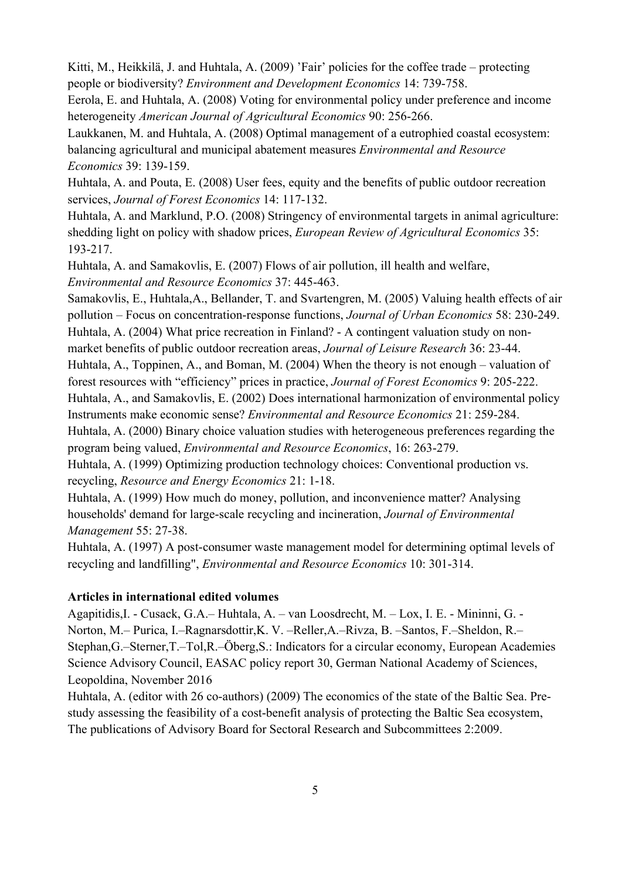Kitti, M., Heikkilä, J. and Huhtala, A. (2009) 'Fair' policies for the coffee trade – protecting people or biodiversity? *Environment and Development Economics* 14: 739-758.

Eerola, E. and Huhtala, A. (2008) Voting for environmental policy under preference and income heterogeneity *American Journal of Agricultural Economics* 90: 256-266.

Laukkanen, M. and Huhtala, A. (2008) Optimal management of a eutrophied coastal ecosystem: balancing agricultural and municipal abatement measures *Environmental and Resource Economics* 39: 139-159.

Huhtala, A. and Pouta, E. (2008) User fees, equity and the benefits of public outdoor recreation services, *Journal of Forest Economics* 14: 117-132.

Huhtala, A. and Marklund, P.O. (2008) Stringency of environmental targets in animal agriculture: shedding light on policy with shadow prices, *European Review of Agricultural Economics* 35: 193-217.

Huhtala, A. and Samakovlis, E. (2007) Flows of air pollution, ill health and welfare, *Environmental and Resource Economics* 37: 445-463.

Samakovlis, E., Huhtala,A., Bellander, T. and Svartengren, M. (2005) Valuing health effects of air pollution – Focus on concentration-response functions, *Journal of Urban Economics* 58: 230-249.

Huhtala, A. (2004) What price recreation in Finland? - A contingent valuation study on non-market benefits of public outdoor recreation areas, *Journal of Leisure Research* 36: 23-44.

Huhtala, A., Toppinen, A., and Boman, M. (2004) When the theory is not enough – valuation of forest resources with "efficiency" prices in practice, *Journal of Forest Economics* 9: 205-222.

Huhtala, A., and Samakovlis, E. (2002) Does international harmonization of environmental policy Instruments make economic sense? *Environmental and Resource Economics* 21: 259-284.

Huhtala, A. (2000) Binary choice valuation studies with heterogeneous preferences regarding the program being valued, *Environmental and Resource Economics*, 16: 263-279.

Huhtala, A. (1999) Optimizing production technology choices: Conventional production vs. recycling, *Resource and Energy Economics* 21: 1-18.

Huhtala, A. (1999) How much do money, pollution, and inconvenience matter? Analysing households' demand for large-scale recycling and incineration, *Journal of Environmental Management* 55: 27-38.

Huhtala, A. (1997) A post-consumer waste management model for determining optimal levels of recycling and landfilling", *Environmental and Resource Economics* 10: 301-314.

**Articles in international edited volumes**

Agapitidis,I. - Cusack, G.A.– Huhtala, A. – van Loosdrecht, M. – Lox, I. E. - Mininni, G. - Norton, M.– Purica, I.–Ragnarsdottir,K. V. –Reller,A.–Rivza, B. –Santos, F.–Sheldon, R.– Stephan,G.–Sterner,T.–Tol,R.–Öberg,S.: Indicators for a circular economy, European Academies Science Advisory Council, EASAC policy report 30, German National Academy of Sciences, Leopoldina, November 2016

Huhtala, A. (editor with 26 co-authors) (2009) The economics of the state of the Baltic Sea. Pre-study assessing the feasibility of a cost-benefit analysis of protecting the Baltic Sea ecosystem, The publications of Advisory Board for Sectoral Research and Subcommittees 2:2009.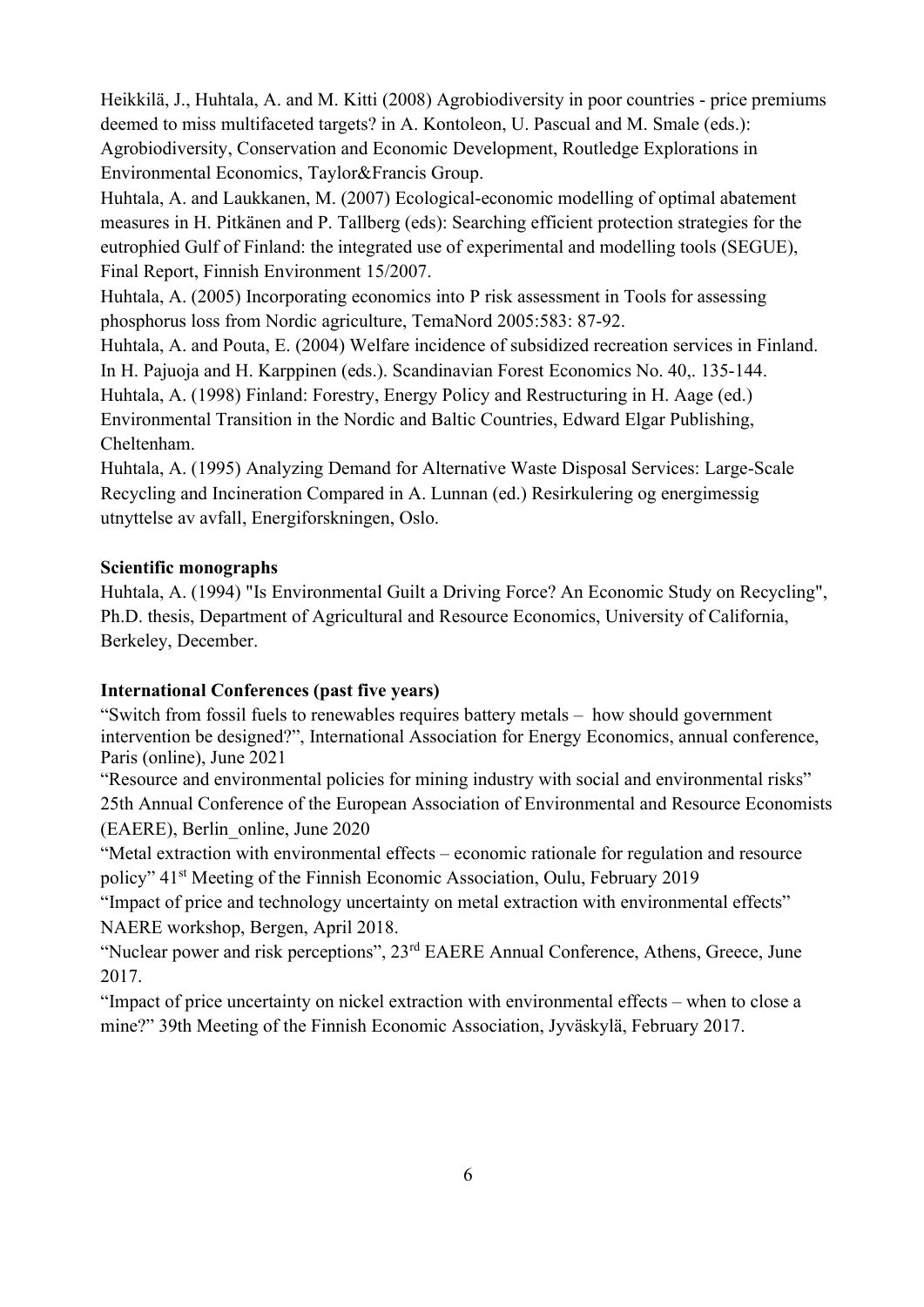Heikkilä, J., Huhtala, A. and M. Kitti (2008) Agrobiodiversity in poor countries - price premiums deemed to miss multifaceted targets? in A. Kontoleon, U. Pascual and M. Smale (eds.): Agrobiodiversity, Conservation and Economic Development, Routledge Explorations in Environmental Economics, Taylor&Francis Group.

Huhtala, A. and Laukkanen, M. (2007) Ecological-economic modelling of optimal abatement measures in H. Pitkänen and P. Tallberg (eds): Searching efficient protection strategies for the eutrophied Gulf of Finland: the integrated use of experimental and modelling tools (SEGUE), Final Report, Finnish Environment 15/2007.

Huhtala, A. (2005) Incorporating economics into P risk assessment in Tools for assessing phosphorus loss from Nordic agriculture, TemaNord 2005:583: 87-92.

Huhtala, A. and Pouta, E. (2004) Welfare incidence of subsidized recreation services in Finland. In H. Pajuoja and H. Karppinen (eds.). Scandinavian Forest Economics No. 40,. 135-144.

Huhtala, A. (1998) Finland: Forestry, Energy Policy and Restructuring in H. Aage (ed.) Environmental Transition in the Nordic and Baltic Countries, Edward Elgar Publishing, Cheltenham.

Huhtala, A. (1995) Analyzing Demand for Alternative Waste Disposal Services: Large-Scale Recycling and Incineration Compared in A. Lunnan (ed.) Resirkulering og energimessig utnyttelse av avfall, Energiforskningen, Oslo.

**Scientific monographs**

Huhtala, A. (1994) "Is Environmental Guilt a Driving Force? An Economic Study on Recycling", Ph.D. thesis, Department of Agricultural and Resource Economics, University of California, Berkeley, December.

**International Conferences (past five years)**

"Switch from fossil fuels to renewables requires battery metals – how should government intervention be designed?", International Association for Energy Economics, annual conference, Paris (online), June 2021

"Resource and environmental policies for mining industry with social and environmental risks" 25th Annual Conference of the European Association of Environmental and Resource Economists (EAERE), Berlin_online, June 2020

"Metal extraction with environmental effects – economic rationale for regulation and resource policy" 41st Meeting of the Finnish Economic Association, Oulu, February 2019

"Impact of price and technology uncertainty on metal extraction with environmental effects" NAERE workshop, Bergen, April 2018.

"Nuclear power and risk perceptions", 23rd EAERE Annual Conference, Athens, Greece, June 2017.

"Impact of price uncertainty on nickel extraction with environmental effects – when to close a mine?" 39th Meeting of the Finnish Economic Association, Jyväskylä, February 2017.